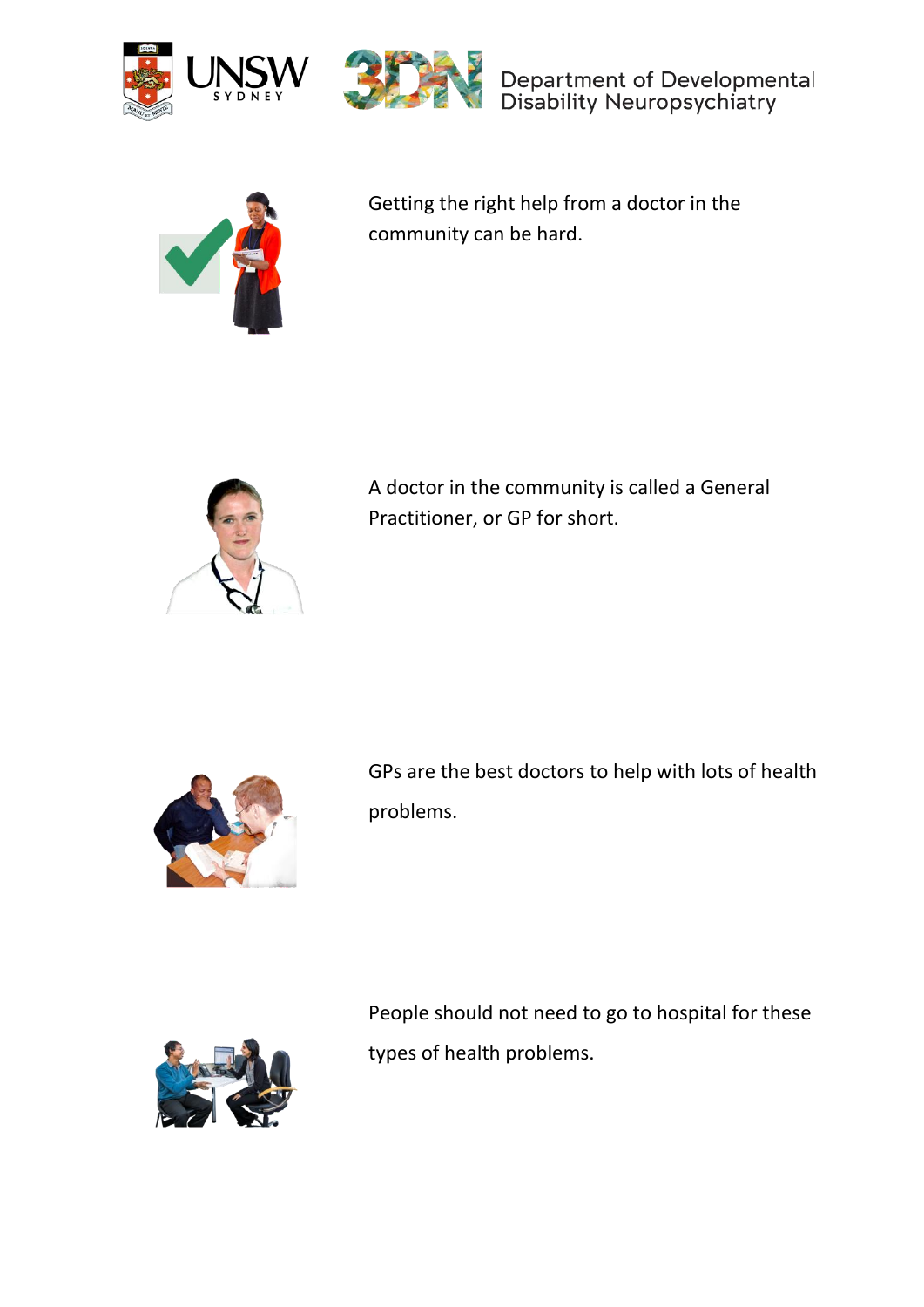Getting the right help from a doctor in the community can be hard.

A doctor in the community is called a General Practitioner, or GP for short.

GPs are the best doctors to help with lots of health problems.

People should not need to go to hospital for these types of health problems.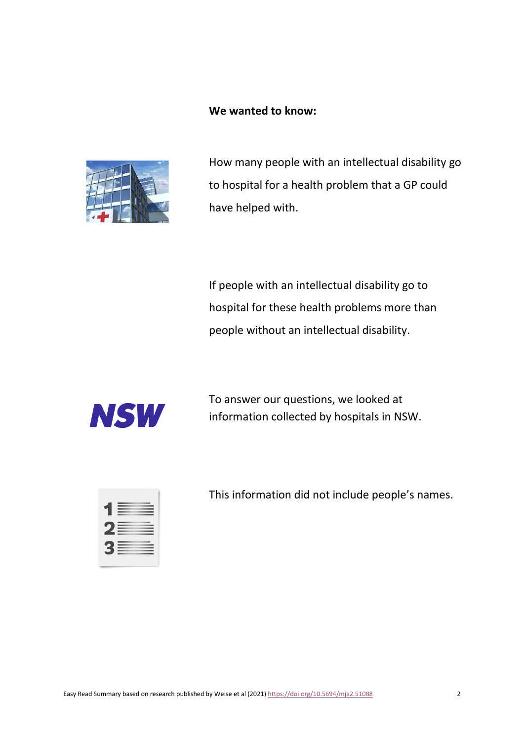**We wanted to know:**

How many people with an intellectual disability go to hospital for a health problem that a GP could have helped with.

If people with an intellectual disability go to hospital for these health problems more than people without an intellectual disability.

To answer our questions, we looked at information collected by hospitals in NSW.

This information did not include people's names.

Easy Read Summary based on research published by Weise et al (2021) https://doi.org/10.5694/mja2.51088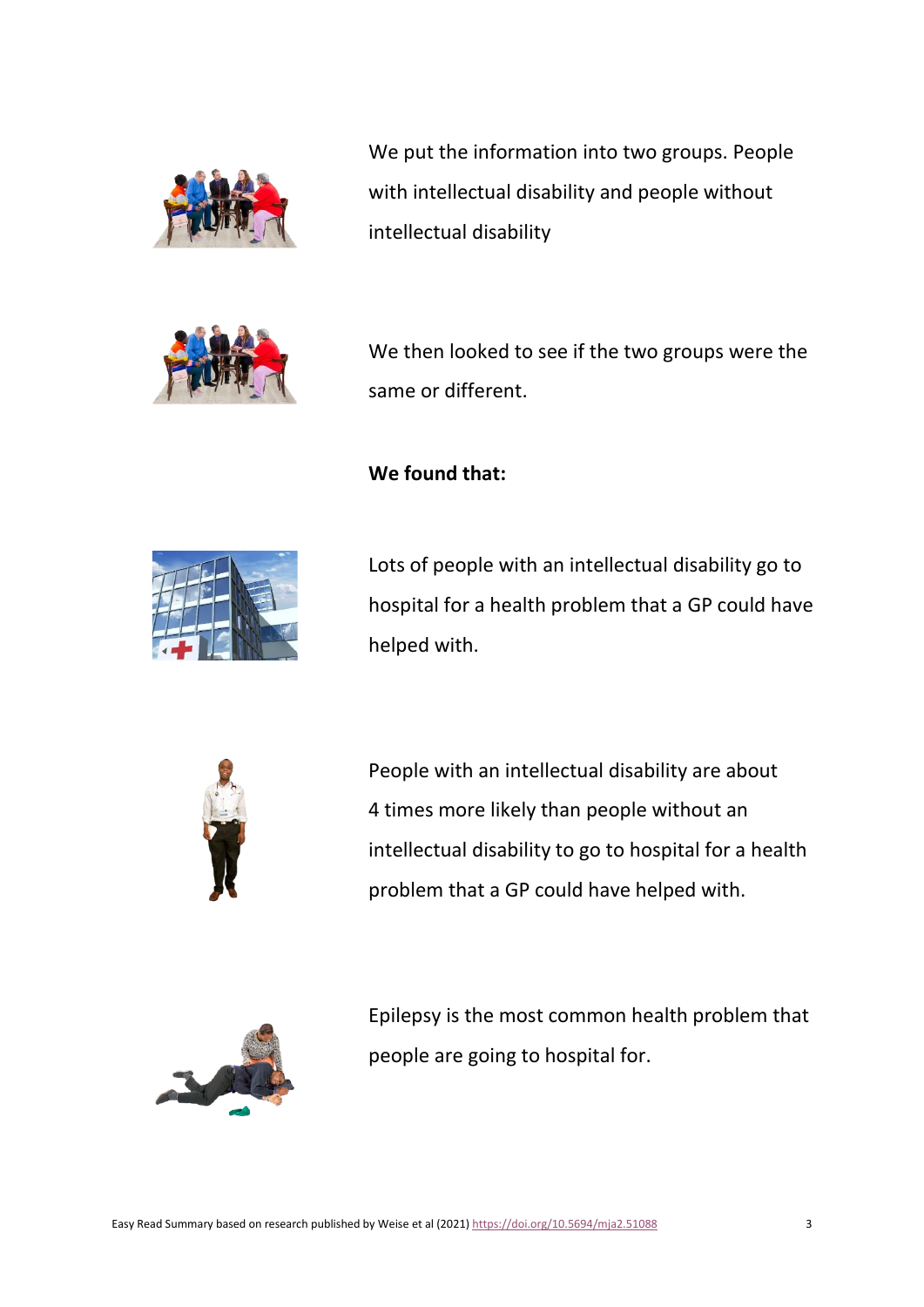We put the information into two groups. People with intellectual disability and people without intellectual disability

We then looked to see if the two groups were the same or different.

**We found that:**

Lots of people with an intellectual disability go to hospital for a health problem that a GP could have helped with.

People with an intellectual disability are about 4 times more likely than people without an intellectual disability to go to hospital for a health problem that a GP could have helped with.

Epilepsy is the most common health problem that people are going to hospital for.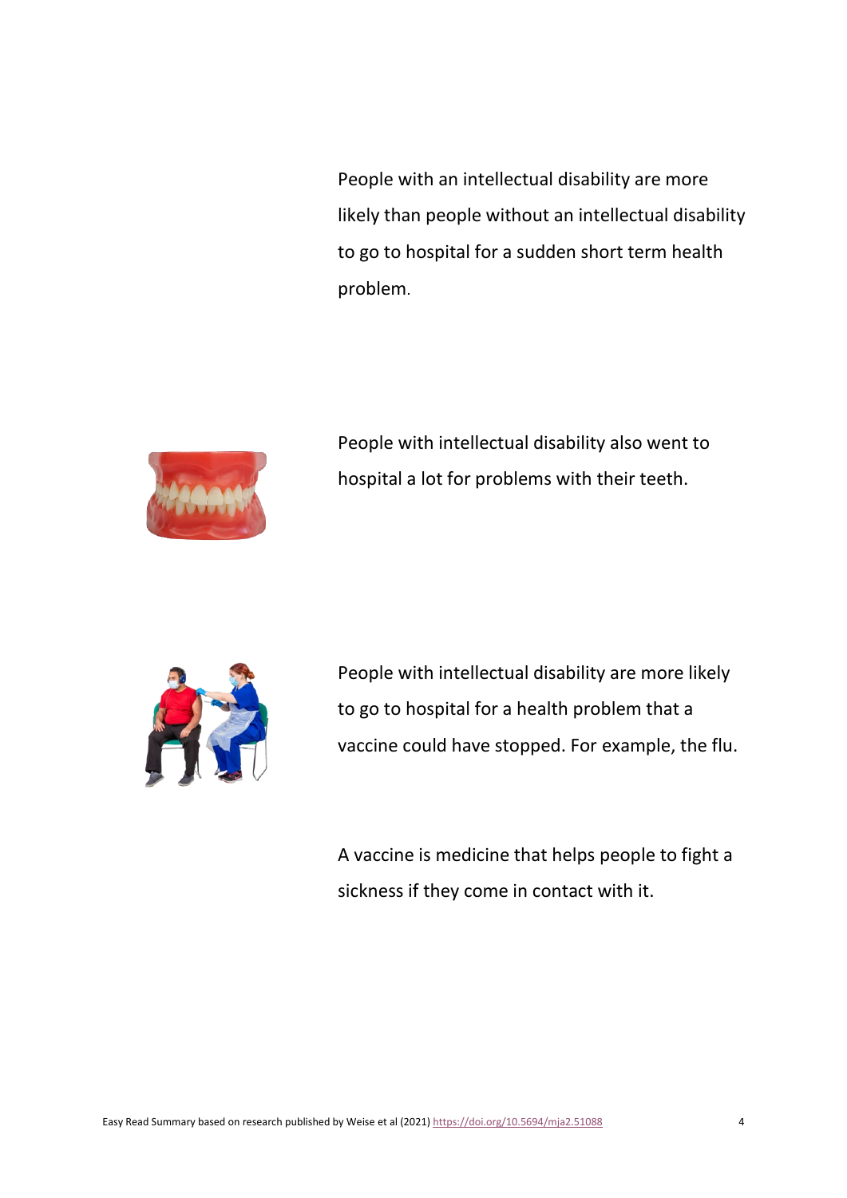People with an intellectual disability are more likely than people without an intellectual disability to go to hospital for a sudden short term health problem.

People with intellectual disability also went to hospital a lot for problems with their teeth.

People with intellectual disability are more likely to go to hospital for a health problem that a vaccine could have stopped. For example, the flu.

A vaccine is medicine that helps people to fight a sickness if they come in contact with it.

Easy Read Summary based on research published by Weise et al (2021) https://doi.org/10.5694/mja2.51088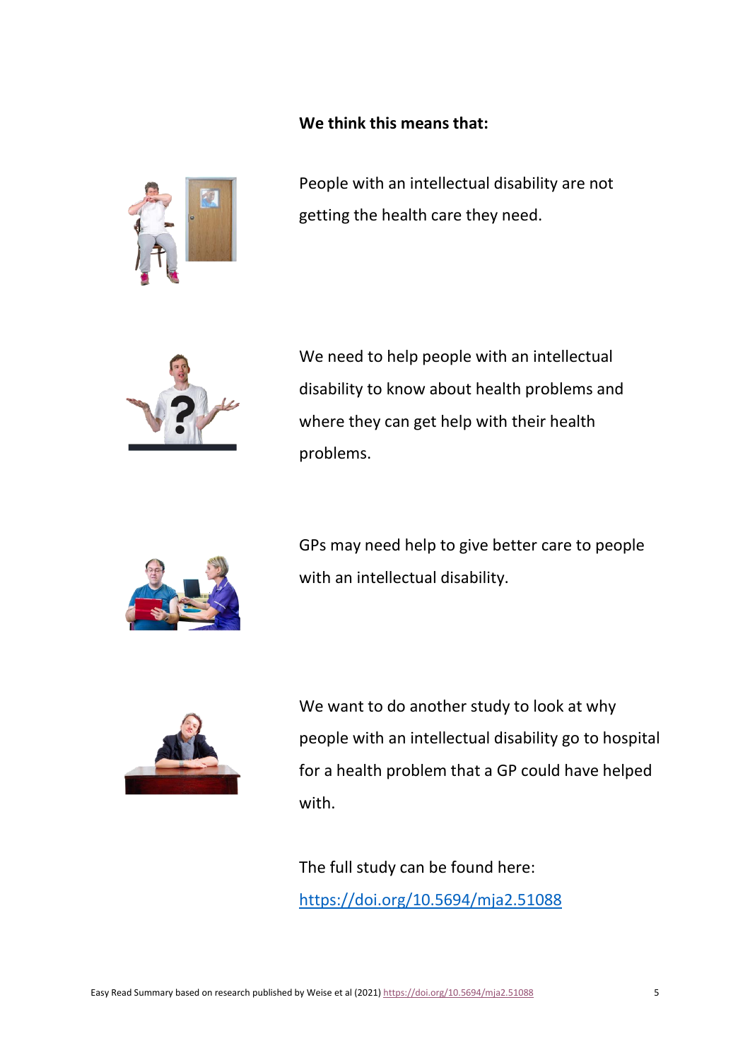**We think this means that:**

People with an intellectual disability are not getting the health care they need.

We need to help people with an intellectual disability to know about health problems and where they can get help with their health problems.

GPs may need help to give better care to people with an intellectual disability.

We want to do another study to look at why people with an intellectual disability go to hospital for a health problem that a GP could have helped with.

The full study can be found here: [https://doi.org/10.5694/mja2.51088](https://doi.org/10.5694/mja2.51088)